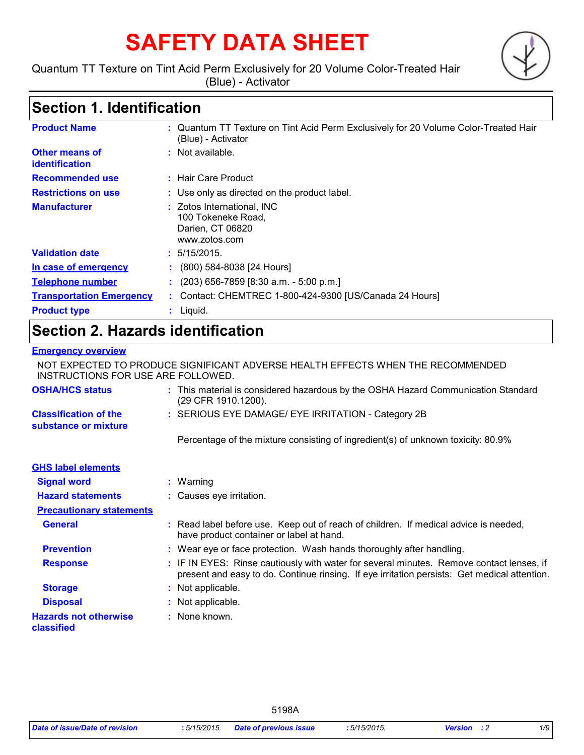# SAFETY DATA SHEET

Quantum TT Texture on Tint Acid Perm Exclusively for 20 Volume Color-Treated Hair (Blue) - Activator

## Section 1. Identification

| | |
|---|---|
| **Product Name** | : Quantum TT Texture on Tint Acid Perm Exclusively for 20 Volume Color-Treated Hair (Blue) - Activator |
| **Other means of identification** | : Not available. |
| **Recommended use** | : Hair Care Product |
| **Restrictions on use** | : Use only as directed on the product label. |
| **Manufacturer** | : Zotos International, INC<br>100 Tokeneke Road,<br>Darien, CT 06820<br>www.zotos.com |
| **Validation date** | : 5/15/2015. |
| **In case of emergency** | : (800) 584-8038 [24 Hours] |
| **Telephone number** | : (203) 656-7859 [8:30 a.m. - 5:00 p.m.] |
| **Transportation Emergency** | : Contact: CHEMTREC 1-800-424-9300 [US/Canada 24 Hours] |
| **Product type** | : Liquid. |

## Section 2. Hazards identification

**Emergency overview**

NOT EXPECTED TO PRODUCE SIGNIFICANT ADVERSE HEALTH EFFECTS WHEN THE RECOMMENDED INSTRUCTIONS FOR USE ARE FOLLOWED.

| | |
|---|---|
| **OSHA/HCS status** | : This material is considered hazardous by the OSHA Hazard Communication Standard (29 CFR 1910.1200). |
| **Classification of the substance or mixture** | : SERIOUS EYE DAMAGE/ EYE IRRITATION - Category 2B<br><br>Percentage of the mixture consisting of ingredient(s) of unknown toxicity: 80.9% |

**GHS label elements**

| | |
|---|---|
| **Signal word** | : Warning |
| **Hazard statements** | : Causes eye irritation. |

**Precautionary statements**

| | |
|---|---|
| **General** | : Read label before use. Keep out of reach of children. If medical advice is needed, have product container or label at hand. |
| **Prevention** | : Wear eye or face protection. Wash hands thoroughly after handling. |
| **Response** | : IF IN EYES: Rinse cautiously with water for several minutes. Remove contact lenses, if present and easy to do. Continue rinsing. If eye irritation persists: Get medical attention. |
| **Storage** | : Not applicable. |
| **Disposal** | : Not applicable. |
| **Hazards not otherwise classified** | : None known. |

5198A

*Date of issue/Date of revision* : 5/15/2015. *Date of previous issue* : 5/15/2015. *Version* : 2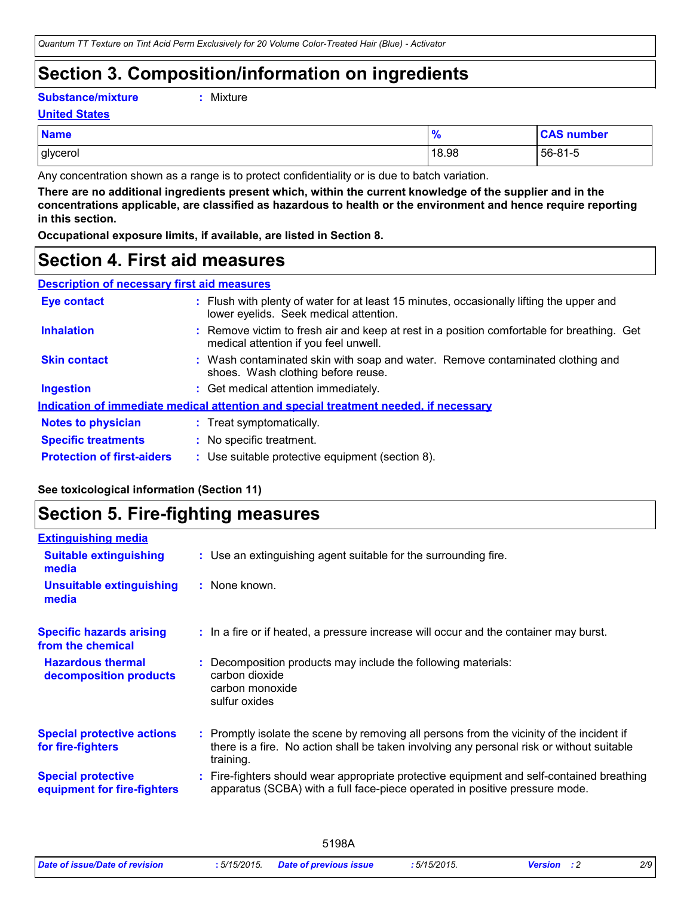# Section 3. Composition/information on ingredients

**Substance/mixture** : Mixture

**United States**

| Name | % | CAS number |
|---|---|---|
| glycerol | 18.98 | 56-81-5 |

Any concentration shown as a range is to protect confidentiality or is due to batch variation.

**There are no additional ingredients present which, within the current knowledge of the supplier and in the concentrations applicable, are classified as hazardous to health or the environment and hence require reporting in this section.**

**Occupational exposure limits, if available, are listed in Section 8.**

# Section 4. First aid measures

**Description of necessary first aid measures**

**Eye contact** : Flush with plenty of water for at least 15 minutes, occasionally lifting the upper and lower eyelids. Seek medical attention.

**Inhalation** : Remove victim to fresh air and keep at rest in a position comfortable for breathing. Get medical attention if you feel unwell.

**Skin contact** : Wash contaminated skin with soap and water. Remove contaminated clothing and shoes. Wash clothing before reuse.

**Ingestion** : Get medical attention immediately.

**Indication of immediate medical attention and special treatment needed, if necessary**

**Notes to physician** : Treat symptomatically.

**Specific treatments** : No specific treatment.

**Protection of first-aiders** : Use suitable protective equipment (section 8).

**See toxicological information (Section 11)**

# Section 5. Fire-fighting measures

**Extinguishing media**

**Suitable extinguishing media** : Use an extinguishing agent suitable for the surrounding fire.

**Unsuitable extinguishing media** : None known.

**Specific hazards arising from the chemical** : In a fire or if heated, a pressure increase will occur and the container may burst.

**Hazardous thermal decomposition products** : Decomposition products may include the following materials:
carbon dioxide
carbon monoxide
sulfur oxides

**Special protective actions for fire-fighters** : Promptly isolate the scene by removing all persons from the vicinity of the incident if there is a fire. No action shall be taken involving any personal risk or without suitable training.

**Special protective equipment for fire-fighters** : Fire-fighters should wear appropriate protective equipment and self-contained breathing apparatus (SCBA) with a full face-piece operated in positive pressure mode.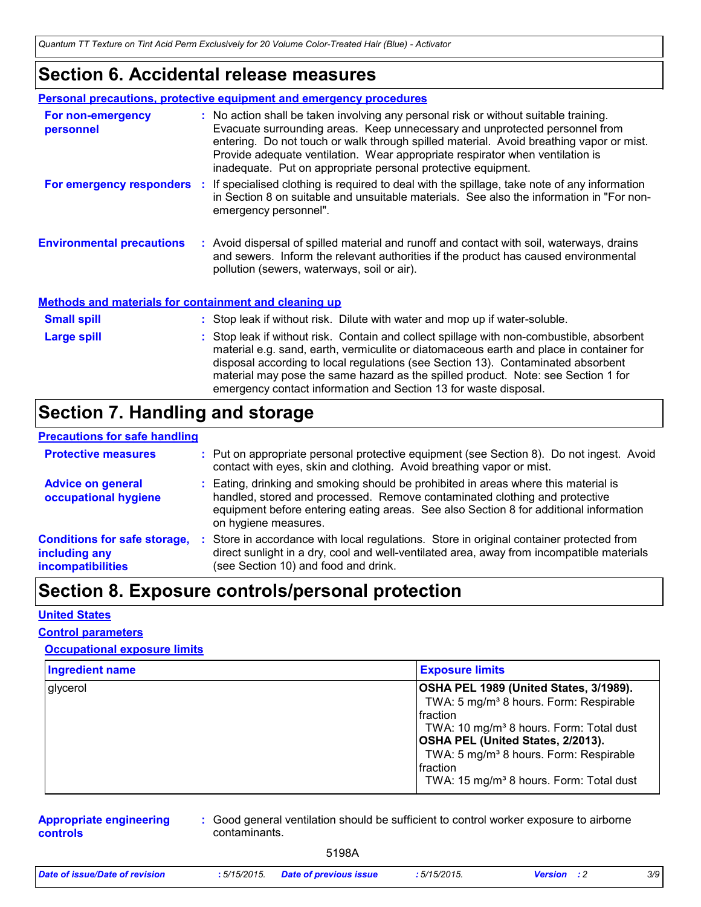# Section 6. Accidental release measures

### Personal precautions, protective equipment and emergency procedures

**For non-emergency personnel** : No action shall be taken involving any personal risk or without suitable training. Evacuate surrounding areas. Keep unnecessary and unprotected personnel from entering. Do not touch or walk through spilled material. Avoid breathing vapor or mist. Provide adequate ventilation. Wear appropriate respirator when ventilation is inadequate. Put on appropriate personal protective equipment.

**For emergency responders** : If specialised clothing is required to deal with the spillage, take note of any information in Section 8 on suitable and unsuitable materials. See also the information in "For non-emergency personnel".

**Environmental precautions** : Avoid dispersal of spilled material and runoff and contact with soil, waterways, drains and sewers. Inform the relevant authorities if the product has caused environmental pollution (sewers, waterways, soil or air).

### Methods and materials for containment and cleaning up

**Small spill** : Stop leak if without risk. Dilute with water and mop up if water-soluble.

**Large spill** : Stop leak if without risk. Contain and collect spillage with non-combustible, absorbent material e.g. sand, earth, vermiculite or diatomaceous earth and place in container for disposal according to local regulations (see Section 13). Contaminated absorbent material may pose the same hazard as the spilled product. Note: see Section 1 for emergency contact information and Section 13 for waste disposal.

# Section 7. Handling and storage

### Precautions for safe handling

**Protective measures** : Put on appropriate personal protective equipment (see Section 8). Do not ingest. Avoid contact with eyes, skin and clothing. Avoid breathing vapor or mist.

**Advice on general occupational hygiene** : Eating, drinking and smoking should be prohibited in areas where this material is handled, stored and processed. Remove contaminated clothing and protective equipment before entering eating areas. See also Section 8 for additional information on hygiene measures.

**Conditions for safe storage, including any incompatibilities** : Store in accordance with local regulations. Store in original container protected from direct sunlight in a dry, cool and well-ventilated area, away from incompatible materials (see Section 10) and food and drink.

# Section 8. Exposure controls/personal protection

### United States

### Control parameters

### Occupational exposure limits

| Ingredient name | Exposure limits |
|---|---|
| glycerol | **OSHA PEL 1989 (United States, 3/1989).**<br>TWA: 5 mg/m³ 8 hours. Form: Respirable fraction<br>TWA: 10 mg/m³ 8 hours. Form: Total dust<br>**OSHA PEL (United States, 2/2013).**<br>TWA: 5 mg/m³ 8 hours. Form: Respirable fraction<br>TWA: 15 mg/m³ 8 hours. Form: Total dust |

**Appropriate engineering controls** : Good general ventilation should be sufficient to control worker exposure to airborne contaminants.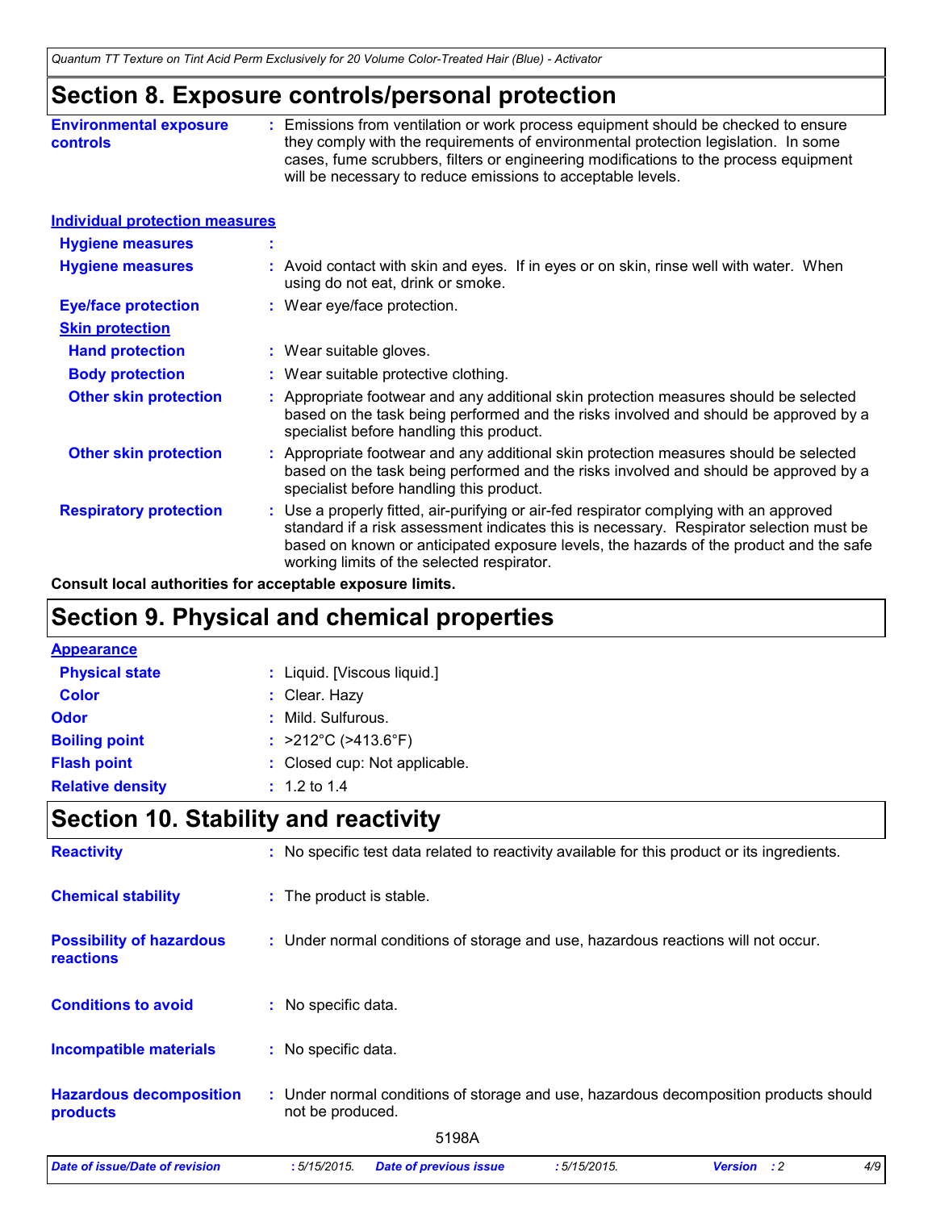## Section 8. Exposure controls/personal protection

**Environmental exposure controls** : Emissions from ventilation or work process equipment should be checked to ensure they comply with the requirements of environmental protection legislation. In some cases, fume scrubbers, filters or engineering modifications to the process equipment will be necessary to reduce emissions to acceptable levels.

**Individual protection measures**

**Hygiene measures** :

**Hygiene measures** : Avoid contact with skin and eyes. If in eyes or on skin, rinse well with water. When using do not eat, drink or smoke.

**Eye/face protection** : Wear eye/face protection.

**Skin protection**

**Hand protection** : Wear suitable gloves.

**Body protection** : Wear suitable protective clothing.

**Other skin protection** : Appropriate footwear and any additional skin protection measures should be selected based on the task being performed and the risks involved and should be approved by a specialist before handling this product.

**Other skin protection** : Appropriate footwear and any additional skin protection measures should be selected based on the task being performed and the risks involved and should be approved by a specialist before handling this product.

**Respiratory protection** : Use a properly fitted, air-purifying or air-fed respirator complying with an approved standard if a risk assessment indicates this is necessary. Respirator selection must be based on known or anticipated exposure levels, the hazards of the product and the safe working limits of the selected respirator.

**Consult local authorities for acceptable exposure limits.**

## Section 9. Physical and chemical properties

**Appearance**

**Physical state** : Liquid. [Viscous liquid.]

**Color** : Clear. Hazy

**Odor** : Mild. Sulfurous.

**Boiling point** : >212°C (>413.6°F)

**Flash point** : Closed cup: Not applicable.

**Relative density** : 1.2 to 1.4

## Section 10. Stability and reactivity

**Reactivity** : No specific test data related to reactivity available for this product or its ingredients.

**Chemical stability** : The product is stable.

**Possibility of hazardous reactions** : Under normal conditions of storage and use, hazardous reactions will not occur.

**Conditions to avoid** : No specific data.

**Incompatible materials** : No specific data.

**Hazardous decomposition products** : Under normal conditions of storage and use, hazardous decomposition products should not be produced.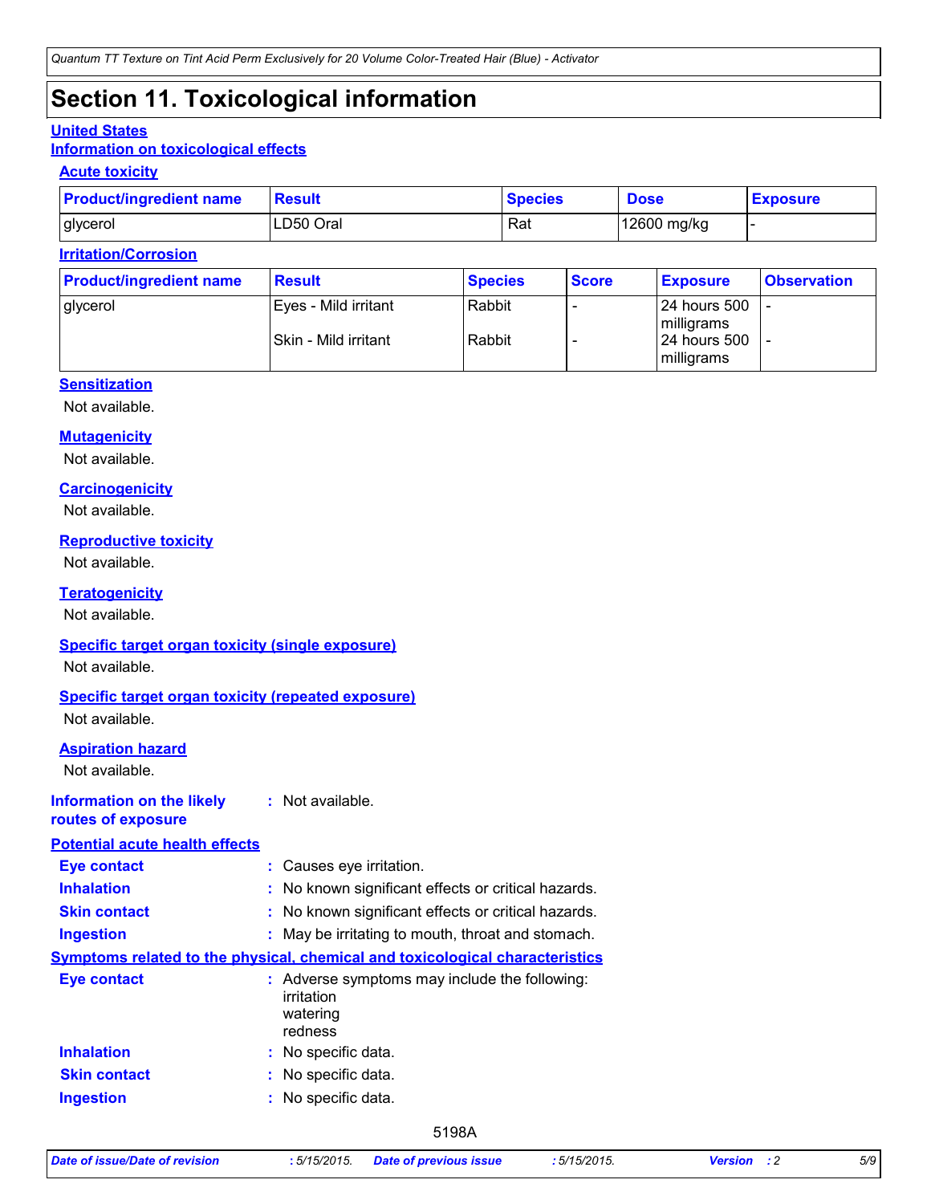# Section 11. Toxicological information

## United States

### Information on toxicological effects

#### Acute toxicity

| Product/ingredient name | Result | Species | Dose | Exposure |
|---|---|---|---|---|
| glycerol | LD50 Oral | Rat | 12600 mg/kg | - |

#### Irritation/Corrosion

| Product/ingredient name | Result | Species | Score | Exposure | Observation |
|---|---|---|---|---|---|
| glycerol | Eyes - Mild irritant | Rabbit | - | 24 hours 500 milligrams | - |
| | Skin - Mild irritant | Rabbit | - | 24 hours 500 milligrams | - |

#### Sensitization

Not available.

#### Mutagenicity

Not available.

#### Carcinogenicity

Not available.

#### Reproductive toxicity

Not available.

#### Teratogenicity

Not available.

#### Specific target organ toxicity (single exposure)

Not available.

#### Specific target organ toxicity (repeated exposure)

Not available.

#### Aspiration hazard

Not available.

**Information on the likely routes of exposure** : Not available.

### Potential acute health effects

**Eye contact** : Causes eye irritation.

**Inhalation** : No known significant effects or critical hazards.

**Skin contact** : No known significant effects or critical hazards.

**Ingestion** : May be irritating to mouth, throat and stomach.

### Symptoms related to the physical, chemical and toxicological characteristics

**Eye contact** : Adverse symptoms may include the following:
irritation
watering
redness

**Inhalation** : No specific data.

**Skin contact** : No specific data.

**Ingestion** : No specific data.

5198A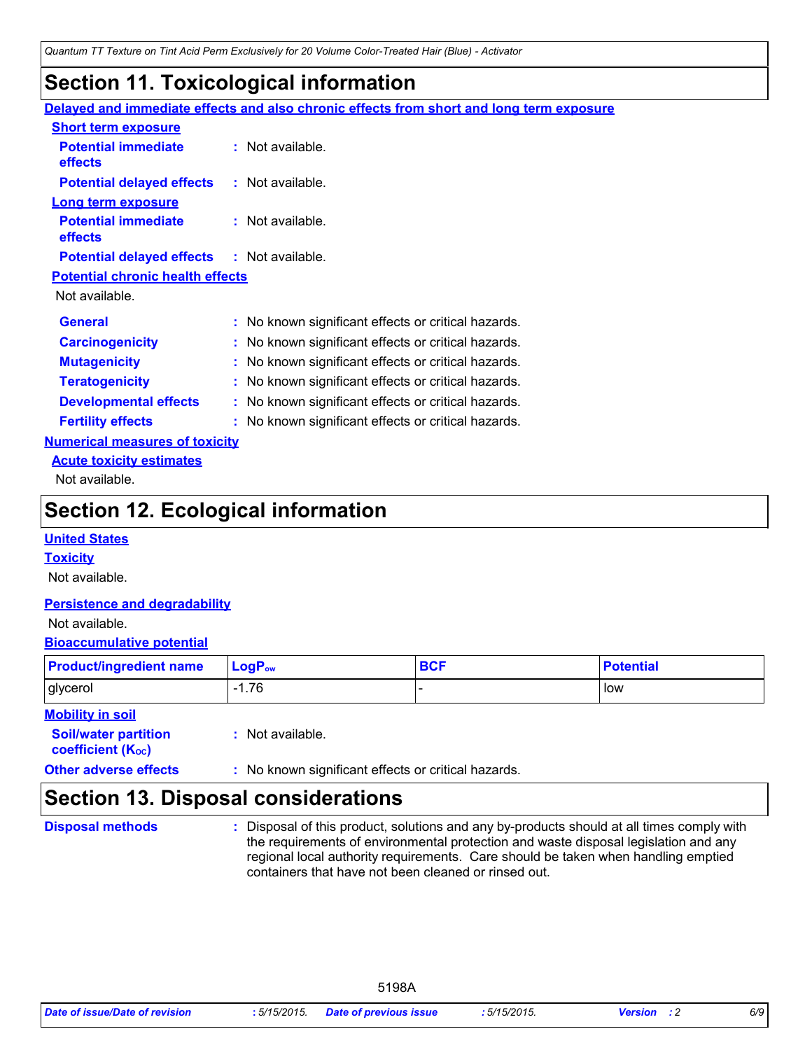# Section 11. Toxicological information

**Delayed and immediate effects and also chronic effects from short and long term exposure**

**Short term exposure**

**Potential immediate effects** : Not available.

**Potential delayed effects** : Not available.

**Long term exposure**

**Potential immediate effects** : Not available.

**Potential delayed effects** : Not available.

**Potential chronic health effects**

Not available.

**General** : No known significant effects or critical hazards.

**Carcinogenicity** : No known significant effects or critical hazards.

**Mutagenicity** : No known significant effects or critical hazards.

**Teratogenicity** : No known significant effects or critical hazards.

**Developmental effects** : No known significant effects or critical hazards.

**Fertility effects** : No known significant effects or critical hazards.

**Numerical measures of toxicity**

**Acute toxicity estimates**

Not available.

# Section 12. Ecological information

**United States**

**Toxicity**

Not available.

**Persistence and degradability**

Not available.

**Bioaccumulative potential**

| Product/ingredient name | $LogP_{ow}$ | BCF | Potential |
|---|---|---|---|
| glycerol | -1.76 | - | low |

**Mobility in soil**

**Soil/water partition coefficient ($K_{OC}$)** : Not available.

**Other adverse effects** : No known significant effects or critical hazards.

# Section 13. Disposal considerations

**Disposal methods** : Disposal of this product, solutions and any by-products should at all times comply with the requirements of environmental protection and waste disposal legislation and any regional local authority requirements. Care should be taken when handling emptied containers that have not been cleaned or rinsed out.

5198A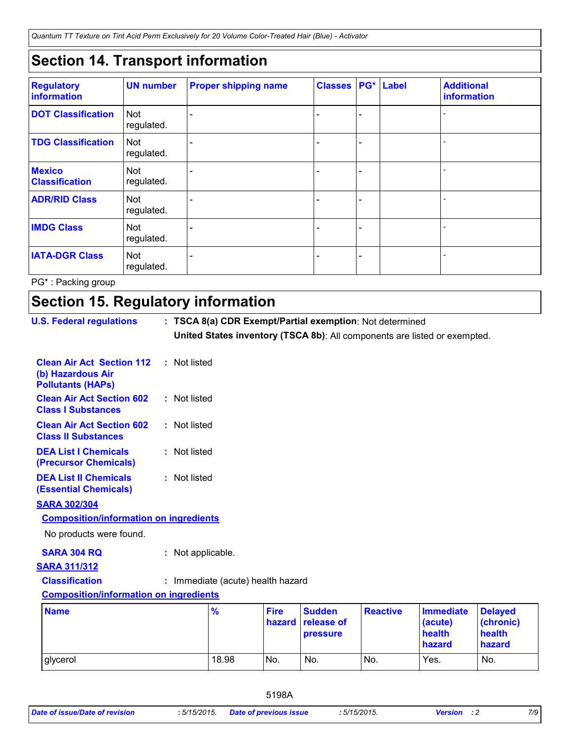## Section 14. Transport information

| Regulatory information | UN number | Proper shipping name | Classes | PG* | Label | Additional information |
|---|---|---|---|---|---|---|
| **DOT Classification** | Not regulated. | - | - | - | | - |
| **TDG Classification** | Not regulated. | - | - | - | | - |
| **Mexico Classification** | Not regulated. | - | - | - | | - |
| **ADR/RID Class** | Not regulated. | - | - | - | | - |
| **IMDG Class** | Not regulated. | - | - | - | | - |
| **IATA-DGR Class** | Not regulated. | - | - | - | | - |

PG* : Packing group

## Section 15. Regulatory information

**U.S. Federal regulations** : **TSCA 8(a) CDR Exempt/Partial exemption**: Not determined
**United States inventory (TSCA 8b)**: All components are listed or exempted.

**Clean Air Act Section 112 (b) Hazardous Air Pollutants (HAPs)** : Not listed

**Clean Air Act Section 602 Class I Substances** : Not listed

**Clean Air Act Section 602 Class II Substances** : Not listed

**DEA List I Chemicals (Precursor Chemicals)** : Not listed

**DEA List II Chemicals (Essential Chemicals)** : Not listed

**SARA 302/304**

**Composition/information on ingredients**

No products were found.

**SARA 304 RQ** : Not applicable.

**SARA 311/312**

**Classification** : Immediate (acute) health hazard

**Composition/information on ingredients**

| Name | % | Fire hazard | Sudden release of pressure | Reactive | Immediate (acute) health hazard | Delayed (chronic) health hazard |
|---|---|---|---|---|---|---|
| glycerol | 18.98 | No. | No. | No. | Yes. | No. |

5198A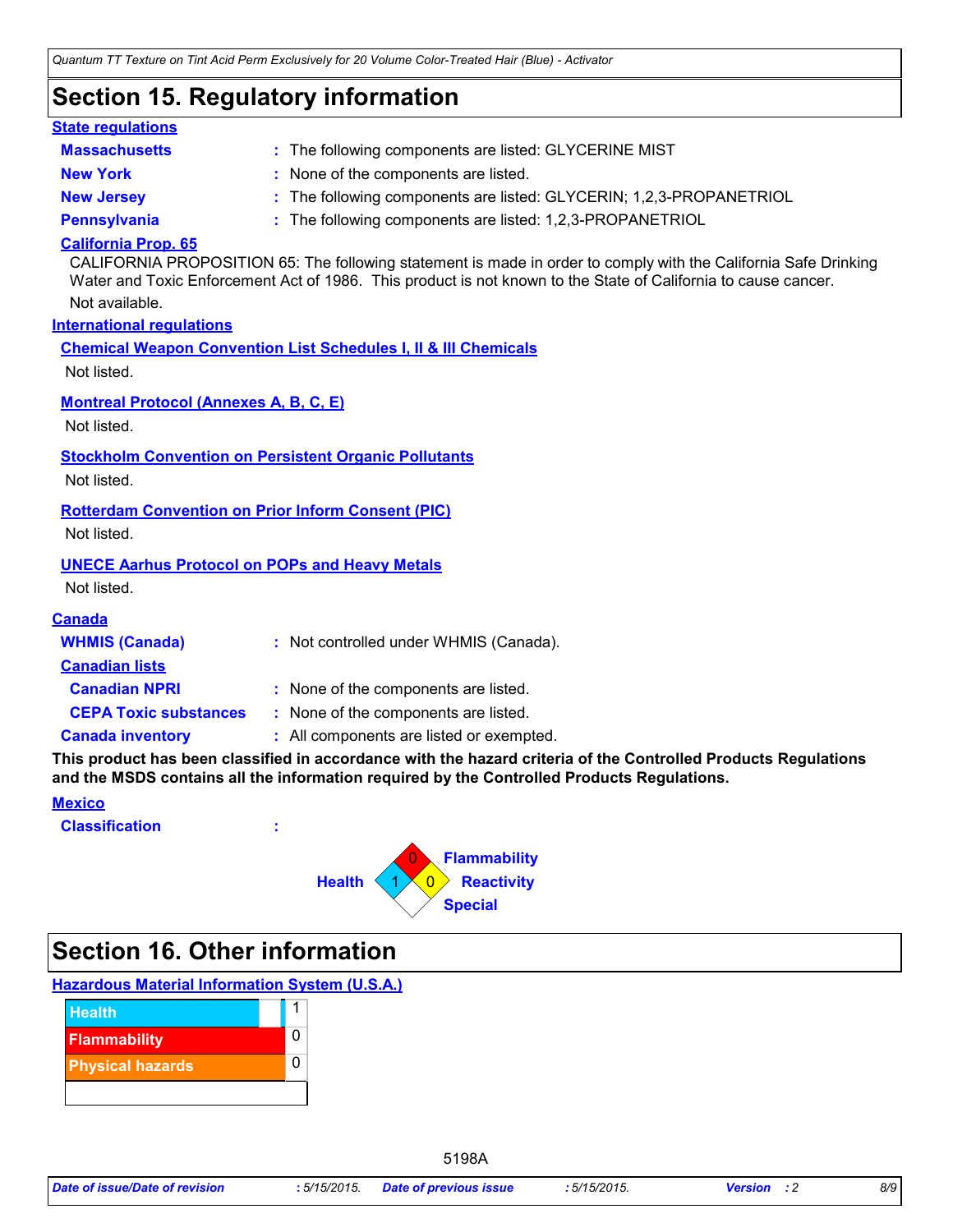## Section 15. Regulatory information

**State regulations**

| | |
|---|---|
| **Massachusetts** | : The following components are listed: GLYCERINE MIST |
| **New York** | : None of the components are listed. |
| **New Jersey** | : The following components are listed: GLYCERIN; 1,2,3-PROPANETRIOL |
| **Pennsylvania** | : The following components are listed: 1,2,3-PROPANETRIOL |

**California Prop. 65**

CALIFORNIA PROPOSITION 65: The following statement is made in order to comply with the California Safe Drinking Water and Toxic Enforcement Act of 1986. This product is not known to the State of California to cause cancer.

Not available.

**International regulations**

**Chemical Weapon Convention List Schedules I, II & III Chemicals**

Not listed.

**Montreal Protocol (Annexes A, B, C, E)**

Not listed.

**Stockholm Convention on Persistent Organic Pollutants**

Not listed.

**Rotterdam Convention on Prior Inform Consent (PIC)**

Not listed.

**UNECE Aarhus Protocol on POPs and Heavy Metals**

Not listed.

**Canada**

| | |
|---|---|
| **WHMIS (Canada)** | : Not controlled under WHMIS (Canada). |
| **Canadian lists** | |
| **Canadian NPRI** | : None of the components are listed. |
| **CEPA Toxic substances** | : None of the components are listed. |
| **Canada inventory** | : All components are listed or exempted. |

**This product has been classified in accordance with the hazard criteria of the Controlled Products Regulations and the MSDS contains all the information required by the Controlled Products Regulations.**

**Mexico**

**Classification** :

| | |
|---|---|
| Health | 1 |
| Flammability | 0 |
| Reactivity | 0 |
| Special | |

## Section 16. Other information

**Hazardous Material Information System (U.S.A.)**

| | |
|---|---|
| Health | 1 |
| Flammability | 0 |
| Physical hazards | 0 |
| | |

5198A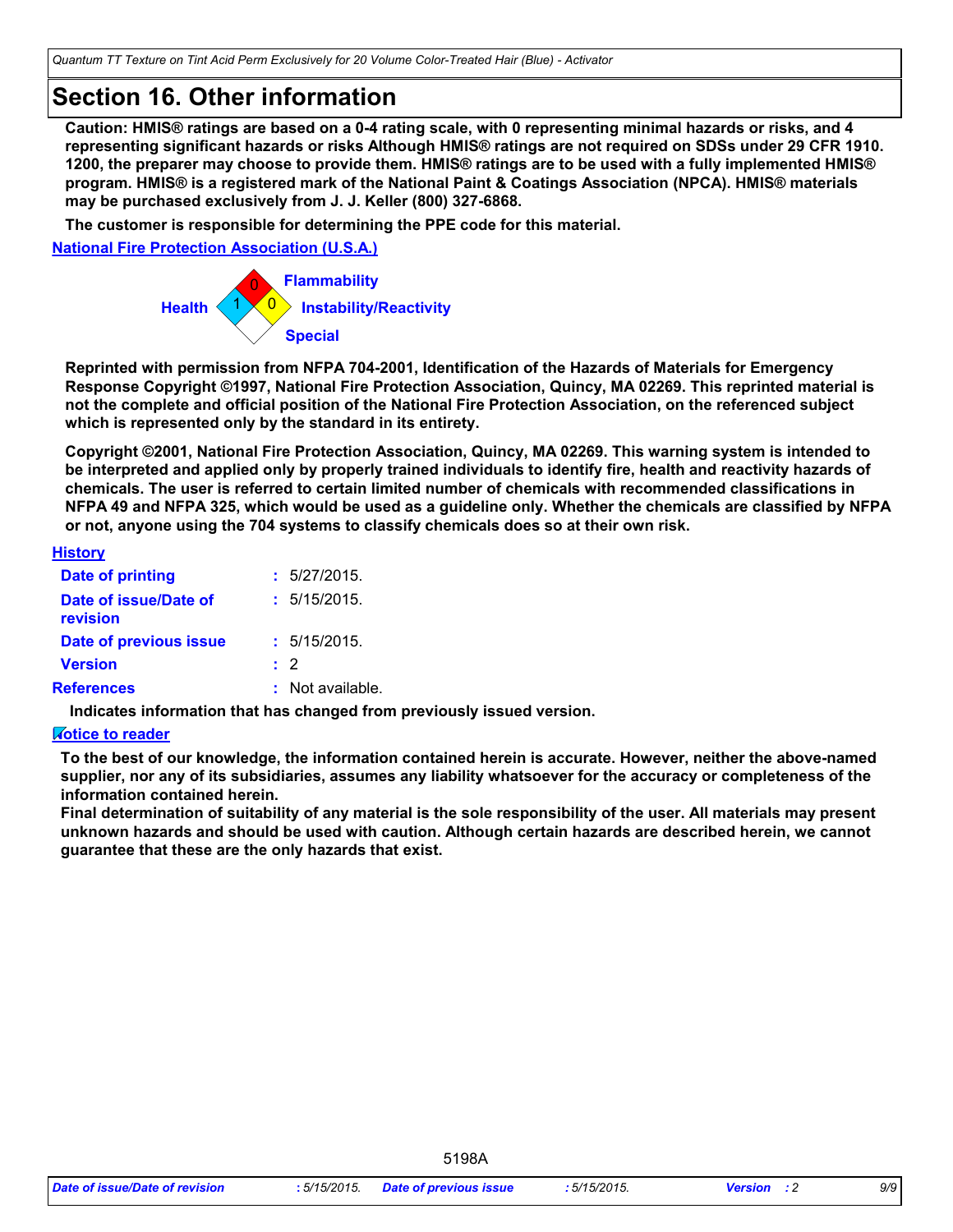# Section 16. Other information

**Caution: HMIS® ratings are based on a 0-4 rating scale, with 0 representing minimal hazards or risks, and 4 representing significant hazards or risks Although HMIS® ratings are not required on SDSs under 29 CFR 1910. 1200, the preparer may choose to provide them. HMIS® ratings are to be used with a fully implemented HMIS® program. HMIS® is a registered mark of the National Paint & Coatings Association (NPCA). HMIS® materials may be purchased exclusively from J. J. Keller (800) 327-6868.**

**The customer is responsible for determining the PPE code for this material.**

**National Fire Protection Association (U.S.A.)**

Flammability
0
Health
1
0
Instability/Reactivity
Special

**Reprinted with permission from NFPA 704-2001, Identification of the Hazards of Materials for Emergency Response Copyright ©1997, National Fire Protection Association, Quincy, MA 02269. This reprinted material is not the complete and official position of the National Fire Protection Association, on the referenced subject which is represented only by the standard in its entirety.**

**Copyright ©2001, National Fire Protection Association, Quincy, MA 02269. This warning system is intended to be interpreted and applied only by properly trained individuals to identify fire, health and reactivity hazards of chemicals. The user is referred to certain limited number of chemicals with recommended classifications in NFPA 49 and NFPA 325, which would be used as a guideline only. Whether the chemicals are classified by NFPA or not, anyone using the 704 systems to classify chemicals does so at their own risk.**

**History**

| | |
|---|---|
| **Date of printing** | : 5/27/2015. |
| **Date of issue/Date of revision** | : 5/15/2015. |
| **Date of previous issue** | : 5/15/2015. |
| **Version** | : 2 |
| **References** | : Not available. |

**Indicates information that has changed from previously issued version.**

**Notice to reader**

**To the best of our knowledge, the information contained herein is accurate. However, neither the above-named supplier, nor any of its subsidiaries, assumes any liability whatsoever for the accuracy or completeness of the information contained herein.**

**Final determination of suitability of any material is the sole responsibility of the user. All materials may present unknown hazards and should be used with caution. Although certain hazards are described herein, we cannot guarantee that these are the only hazards that exist.**

5198A